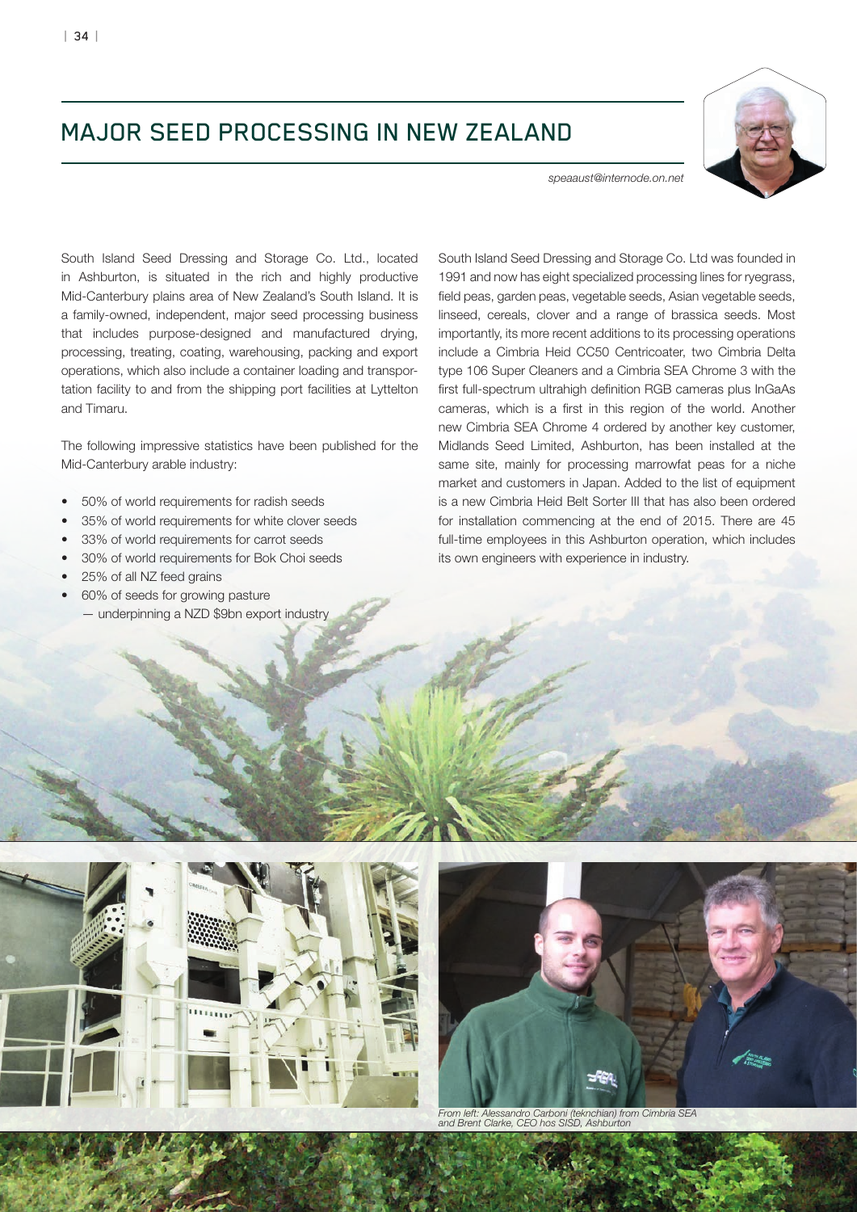# MAJOR SEED PROCESSING IN NEW ZEALAND

*speaaust@internode.on.net*

South Island Seed Dressing and Storage Co. Ltd., located in Ashburton, is situated in the rich and highly productive Mid-Canterbury plains area of New Zealand's South Island. It is a family-owned, independent, major seed processing business that includes purpose-designed and manufactured drying, processing, treating, coating, warehousing, packing and export operations, which also include a container loading and transportation facility to and from the shipping port facilities at Lyttelton and Timaru.

The following impressive statistics have been published for the Mid-Canterbury arable industry:

- 50% of world requirements for radish seeds
- 35% of world requirements for white clover seeds
- 33% of world requirements for carrot seeds
- 30% of world requirements for Bok Choi seeds
- 25% of all NZ feed grains
- 60% of seeds for growing pasture
  — underpinning a NZD $9bn export industry

South Island Seed Dressing and Storage Co. Ltd was founded in 1991 and now has eight specialized processing lines for ryegrass, field peas, garden peas, vegetable seeds, Asian vegetable seeds, linseed, cereals, clover and a range of brassica seeds. Most importantly, its more recent additions to its processing operations include a Cimbria Heid CC50 Centricoater, two Cimbria Delta type 106 Super Cleaners and a Cimbria SEA Chrome 3 with the first full-spectrum ultrahigh definition RGB cameras plus InGaAs cameras, which is a first in this region of the world. Another new Cimbria SEA Chrome 4 ordered by another key customer, Midlands Seed Limited, Ashburton, has been installed at the same site, mainly for processing marrowfat peas for a niche market and customers in Japan. Added to the list of equipment is a new Cimbria Heid Belt Sorter III that has also been ordered for installation commencing at the end of 2015. There are 45 full-time employees in this Ashburton operation, which includes its own engineers with experience in industry.

*From left: Alessandro Carboni (teknchian) from Cimbria SEA and Brent Clarke, CEO hos SISD, Ashburton*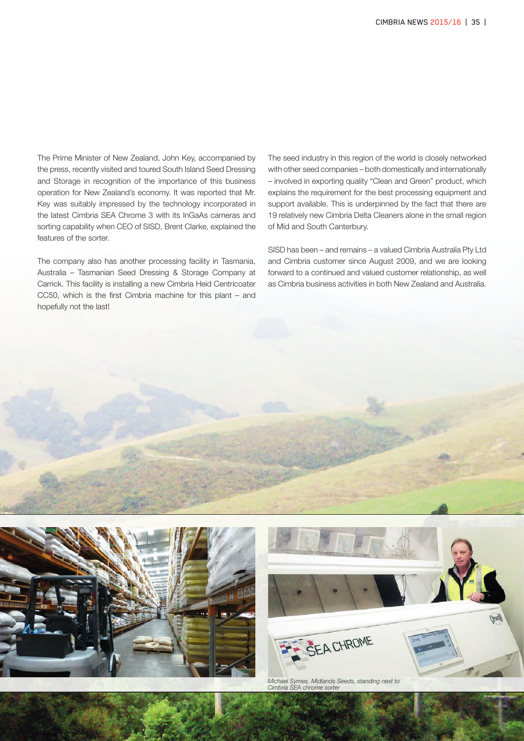The Prime Minister of New Zealand, John Key, accompanied by the press, recently visited and toured South Island Seed Dressing and Storage in recognition of the importance of this business operation for New Zealand's economy. It was reported that Mr. Key was suitably impressed by the technology incorporated in the latest Cimbria SEA Chrome 3 with its InGaAs cameras and sorting capability when CEO of SISD, Brent Clarke, explained the features of the sorter.

The company also has another processing facility in Tasmania, Australia – Tasmanian Seed Dressing & Storage Company at Carrick. This facility is installing a new Cimbria Heid Centricoater CC50, which is the first Cimbria machine for this plant – and hopefully not the last!

The seed industry in this region of the world is closely networked with other seed companies – both domestically and internationally – involved in exporting quality "Clean and Green" product, which explains the requirement for the best processing equipment and support available. This is underpinned by the fact that there are 19 relatively new Cimbria Delta Cleaners alone in the small region of Mid and South Canterbury.

SISD has been – and remains – a valued Cimbria Australia Pty Ltd and Cimbria customer since August 2009, and we are looking forward to a continued and valued customer relationship, as well as Cimbria business activities in both New Zealand and Australia.

*Michael Symes, Midlands Seeds, standing next to Cimbria SEA chrome sorter*